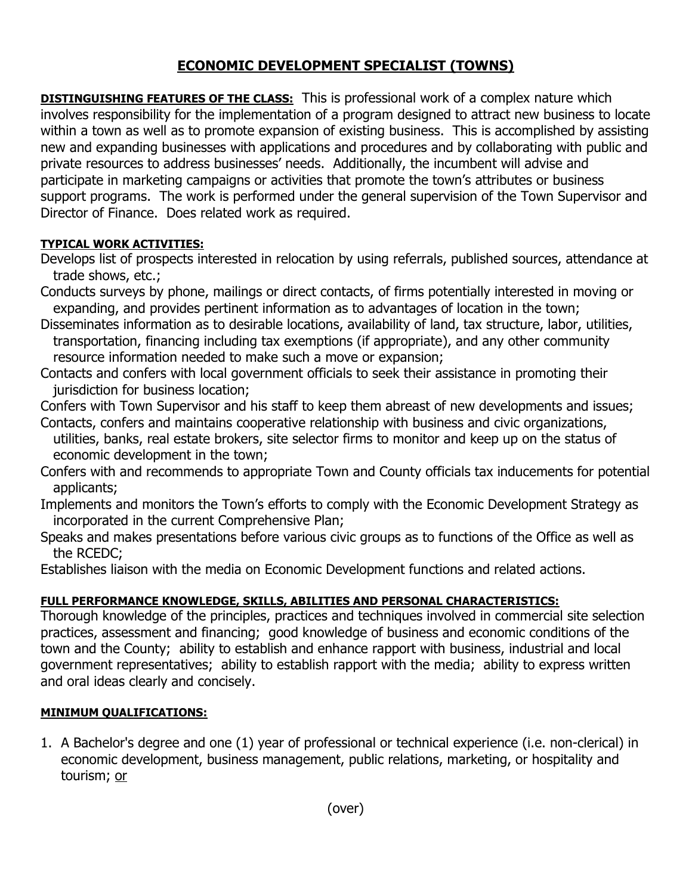# ECONOMIC DEVELOPMENT SPECIALIST (TOWNS)

**DISTINGUISHING FEATURES OF THE CLASS:** This is professional work of a complex nature which involves responsibility for the implementation of a program designed to attract new business to locate within a town as well as to promote expansion of existing business. This is accomplished by assisting new and expanding businesses with applications and procedures and by collaborating with public and private resources to address businesses' needs. Additionally, the incumbent will advise and participate in marketing campaigns or activities that promote the town's attributes or business support programs. The work is performed under the general supervision of the Town Supervisor and Director of Finance. Does related work as required.

**TYPICAL WORK ACTIVITIES:**

Develops list of prospects interested in relocation by using referrals, published sources, attendance at trade shows, etc.;

Conducts surveys by phone, mailings or direct contacts, of firms potentially interested in moving or expanding, and provides pertinent information as to advantages of location in the town;

Disseminates information as to desirable locations, availability of land, tax structure, labor, utilities, transportation, financing including tax exemptions (if appropriate), and any other community resource information needed to make such a move or expansion;

Contacts and confers with local government officials to seek their assistance in promoting their jurisdiction for business location;

Confers with Town Supervisor and his staff to keep them abreast of new developments and issues;

Contacts, confers and maintains cooperative relationship with business and civic organizations, utilities, banks, real estate brokers, site selector firms to monitor and keep up on the status of economic development in the town;

Confers with and recommends to appropriate Town and County officials tax inducements for potential applicants;

Implements and monitors the Town's efforts to comply with the Economic Development Strategy as incorporated in the current Comprehensive Plan;

Speaks and makes presentations before various civic groups as to functions of the Office as well as the RCEDC;

Establishes liaison with the media on Economic Development functions and related actions.

**FULL PERFORMANCE KNOWLEDGE, SKILLS, ABILITIES AND PERSONAL CHARACTERISTICS:**

Thorough knowledge of the principles, practices and techniques involved in commercial site selection practices, assessment and financing; good knowledge of business and economic conditions of the town and the County; ability to establish and enhance rapport with business, industrial and local government representatives; ability to establish rapport with the media; ability to express written and oral ideas clearly and concisely.

**MINIMUM QUALIFICATIONS:**

1. A Bachelor's degree and one (1) year of professional or technical experience (i.e. non-clerical) in economic development, business management, public relations, marketing, or hospitality and tourism; or

(over)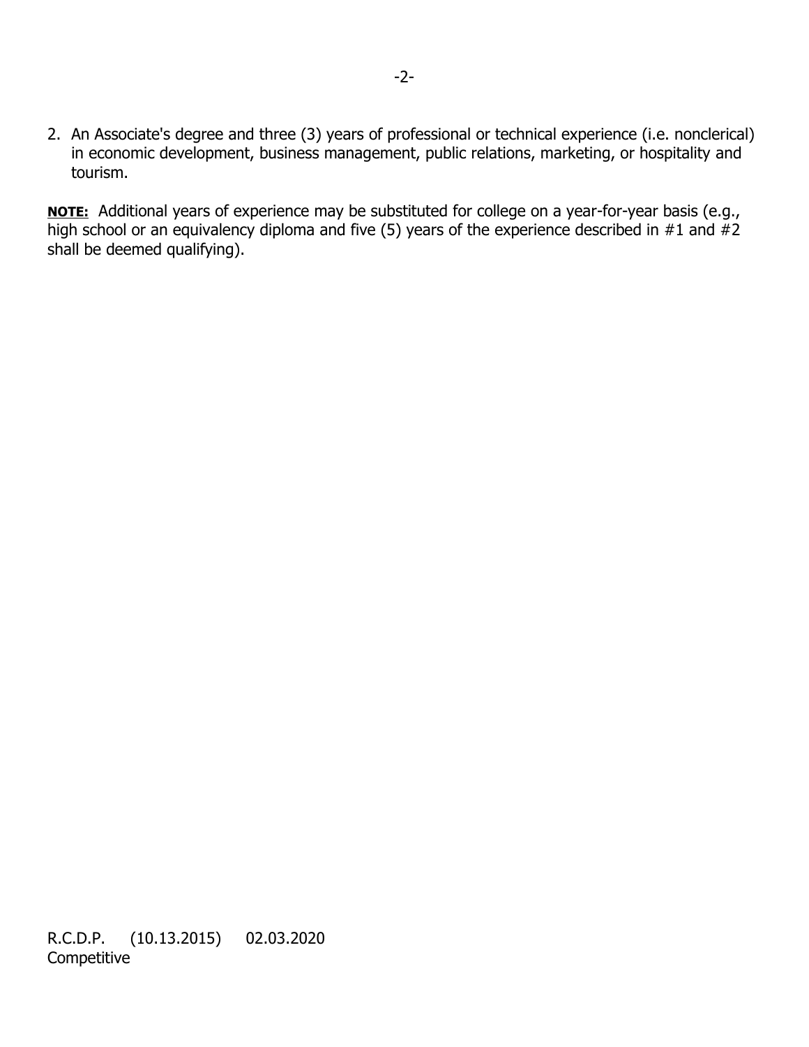2. An Associate's degree and three (3) years of professional or technical experience (i.e. nonclerical) in economic development, business management, public relations, marketing, or hospitality and tourism.

**NOTE:** Additional years of experience may be substituted for college on a year-for-year basis (e.g., high school or an equivalency diploma and five (5) years of the experience described in #1 and #2 shall be deemed qualifying).

R.C.D.P. (10.13.2015) 02.03.2020
Competitive